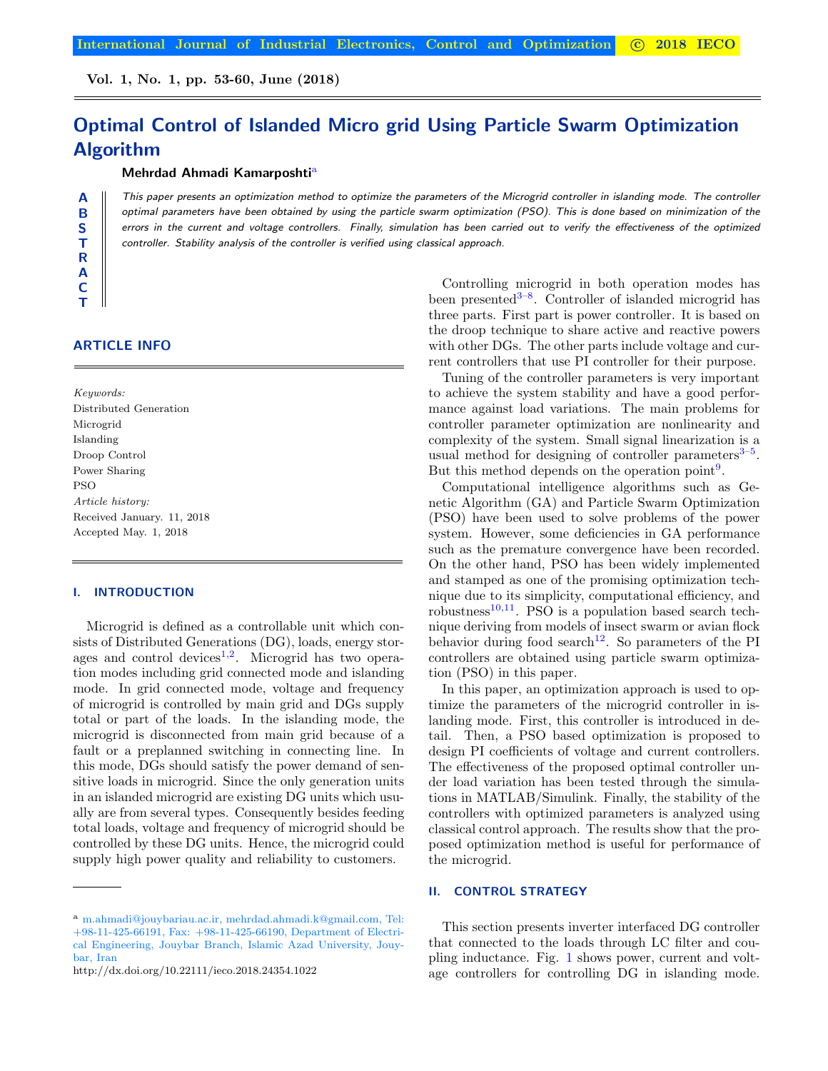# Optimal Control of Islanded Micro grid Using Particle Swarm Optimization Algorithm

**Mehrdad Ahmadi Kamarposhti**[a]

**ABSTRACT**

*This paper presents an optimization method to optimize the parameters of the Microgrid controller in islanding mode. The controller optimal parameters have been obtained by using the particle swarm optimization (PSO). This is done based on minimization of the errors in the current and voltage controllers. Finally, simulation has been carried out to verify the effectiveness of the optimized controller. Stability analysis of the controller is verified using classical approach.*

## ARTICLE INFO

*Keywords:*
Distributed Generation
Microgrid
Islanding
Droop Control
Power Sharing
PSO

*Article history:*
Received January. 11, 2018
Accepted May. 1, 2018

## I. INTRODUCTION

Microgrid is defined as a controllable unit which consists of Distributed Generations (DG), loads, energy storages and control devices[1,2]. Microgrid has two operation modes including grid connected mode and islanding mode. In grid connected mode, voltage and frequency of microgrid is controlled by main grid and DGs supply total or part of the loads. In the islanding mode, the microgrid is disconnected from main grid because of a fault or a preplanned switching in connecting line. In this mode, DGs should satisfy the power demand of sensitive loads in microgrid. Since the only generation units in an islanded microgrid are existing DG units which usually are from several types. Consequently besides feeding total loads, voltage and frequency of microgrid should be controlled by these DG units. Hence, the microgrid could supply high power quality and reliability to customers.

Controlling microgrid in both operation modes has been presented[3–8]. Controller of islanded microgrid has three parts. First part is power controller. It is based on the droop technique to share active and reactive powers with other DGs. The other parts include voltage and current controllers that use PI controller for their purpose.

Tuning of the controller parameters is very important to achieve the system stability and have a good performance against load variations. The main problems for controller parameter optimization are nonlinearity and complexity of the system. Small signal linearization is a usual method for designing of controller parameters[3–5]. But this method depends on the operation point[9].

Computational intelligence algorithms such as Genetic Algorithm (GA) and Particle Swarm Optimization (PSO) have been used to solve problems of the power system. However, some deficiencies in GA performance such as the premature convergence have been recorded. On the other hand, PSO has been widely implemented and stamped as one of the promising optimization technique due to its simplicity, computational efficiency, and robustness[10,11]. PSO is a population based search technique deriving from models of insect swarm or avian flock behavior during food search[12]. So parameters of the PI controllers are obtained using particle swarm optimization (PSO) in this paper.

In this paper, an optimization approach is used to optimize the parameters of the microgrid controller in islanding mode. First, this controller is introduced in detail. Then, a PSO based optimization is proposed to design PI coefficients of voltage and current controllers. The effectiveness of the proposed optimal controller under load variation has been tested through the simulations in MATLAB/Simulink. Finally, the stability of the controllers with optimized parameters is analyzed using classical control approach. The results show that the proposed optimization method is useful for performance of the microgrid.

## II. CONTROL STRATEGY

This section presents inverter interfaced DG controller that connected to the loads through LC filter and coupling inductance. Fig. 1 shows power, current and voltage controllers for controlling DG in islanding mode.

---

[a] m.ahmadi@jouybariau.ac.ir, mehrdad.ahmadi.k@gmail.com, Tel: +98-11-425-66191, Fax: +98-11-425-66190, Department of Electrical Engineering, Jouybar Branch, Islamic Azad University, Jouybar, Iran

http://dx.doi.org/10.22111/ieco.2018.24354.1022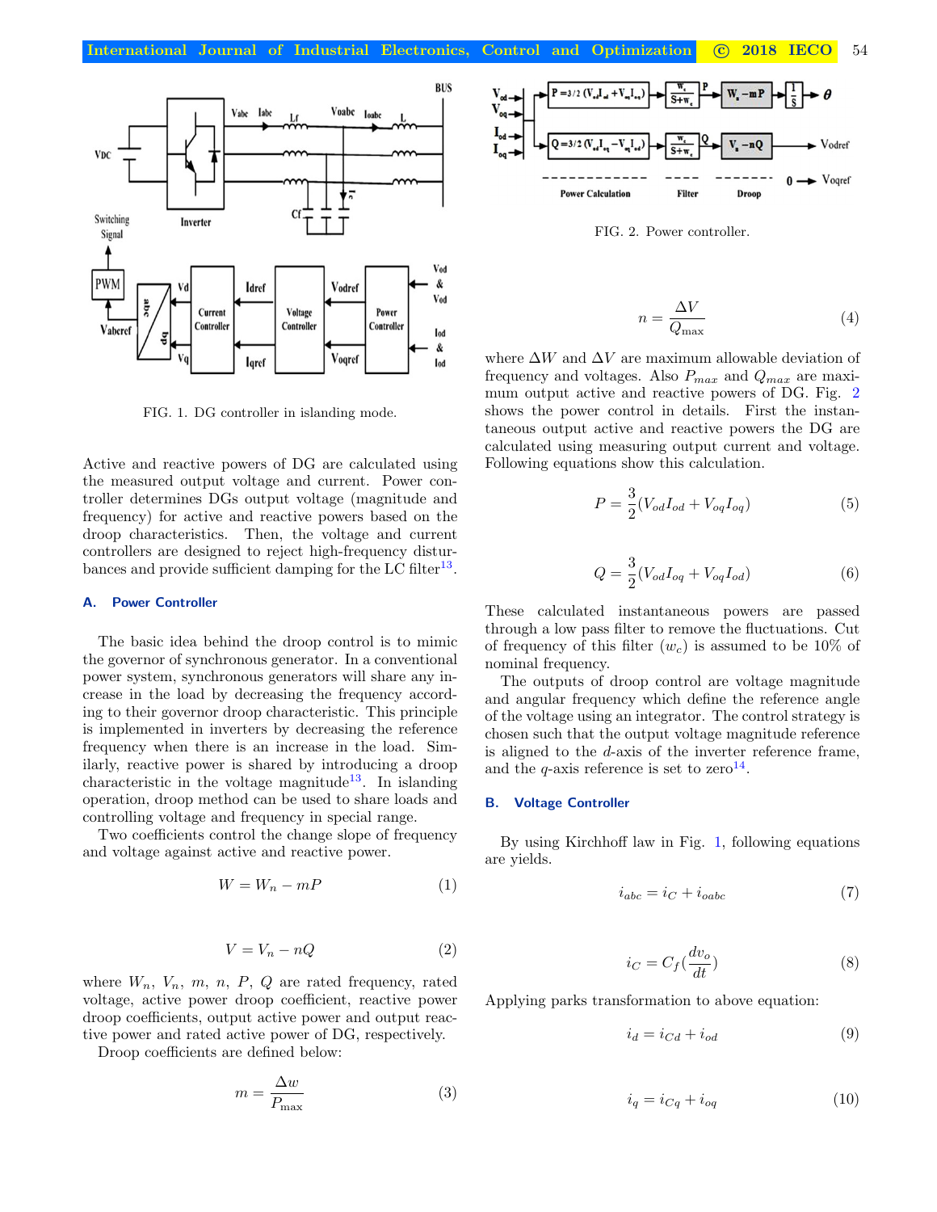FIG. 1. DG controller in islanding mode.

Active and reactive powers of DG are calculated using the measured output voltage and current. Power controller determines DGs output voltage (magnitude and frequency) for active and reactive powers based on the droop characteristics. Then, the voltage and current controllers are designed to reject high-frequency disturbances and provide sufficient damping for the LC filter[13].

### A. Power Controller

The basic idea behind the droop control is to mimic the governor of synchronous generator. In a conventional power system, synchronous generators will share any increase in the load by decreasing the frequency according to their governor droop characteristic. This principle is implemented in inverters by decreasing the reference frequency when there is an increase in the load. Similarly, reactive power is shared by introducing a droop characteristic in the voltage magnitude[13]. In islanding operation, droop method can be used to share loads and controlling voltage and frequency in special range.

Two coefficients control the change slope of frequency and voltage against active and reactive power.

$$W = W_n - mP \tag{1}$$

$$V = V_n - nQ \tag{2}$$

where $W_n$, $V_n$, $m$, $n$, $P$, $Q$ are rated frequency, rated voltage, active power droop coefficient, reactive power droop coefficients, output active power and output reactive power and rated active power of DG, respectively.

Droop coefficients are defined below:

$$m = \frac{\Delta w}{P_{\max}} \tag{3}$$

FIG. 2. Power controller.

$$n = \frac{\Delta V}{Q_{\max}} \tag{4}$$

where $\Delta W$ and $\Delta V$ are maximum allowable deviation of frequency and voltages. Also $P_{max}$ and $Q_{max}$ are maximum output active and reactive powers of DG. Fig. 2 shows the power control in details. First the instantaneous output active and reactive powers the DG are calculated using measuring output current and voltage. Following equations show this calculation.

$$P = \frac{3}{2}(V_{od}I_{od} + V_{oq}I_{oq}) \tag{5}$$

$$Q = \frac{3}{2}(V_{od}I_{oq} + V_{oq}I_{od}) \tag{6}$$

These calculated instantaneous powers are passed through a low pass filter to remove the fluctuations. Cut of frequency of this filter ($w_c$) is assumed to be 10% of nominal frequency.

The outputs of droop control are voltage magnitude and angular frequency which define the reference angle of the voltage using an integrator. The control strategy is chosen such that the output voltage magnitude reference is aligned to the $d$-axis of the inverter reference frame, and the $q$-axis reference is set to zero[14].

### B. Voltage Controller

By using Kirchhoff law in Fig. 1, following equations are yields.

$$i_{abc} = i_C + i_{oabc} \tag{7}$$

$$i_C = C_f\left(\frac{dv_o}{dt}\right) \tag{8}$$

Applying parks transformation to above equation:

$$i_d = i_{Cd} + i_{od} \tag{9}$$

$$i_q = i_{Cq} + i_{oq} \tag{10}$$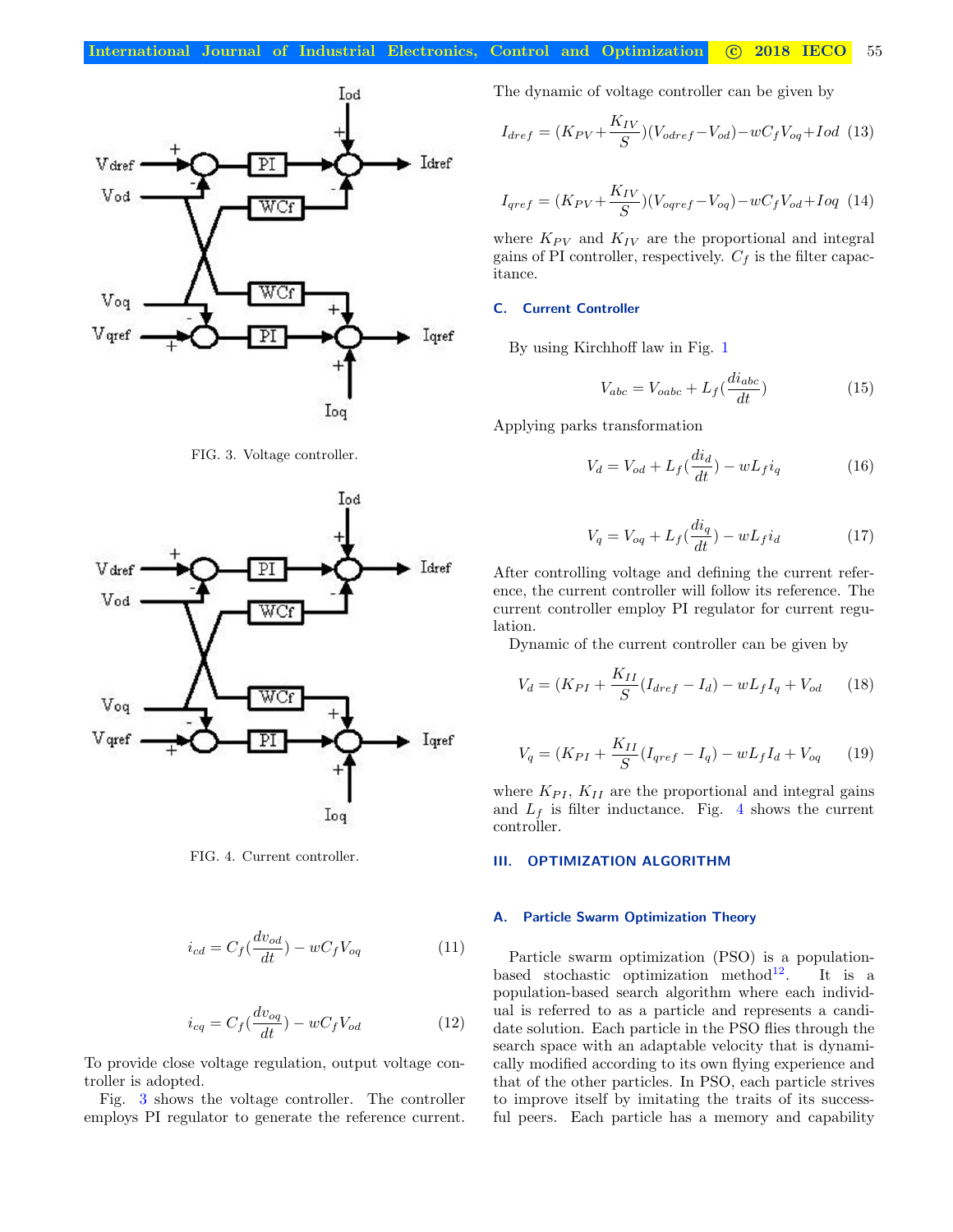FIG. 3. Voltage controller.

FIG. 4. Current controller.

$$i_{cd} = C_f(\frac{dv_{od}}{dt}) - wC_fV_{oq} \quad (11)$$

$$i_{cq} = C_f(\frac{dv_{oq}}{dt}) - wC_fV_{od} \quad (12)$$

To provide close voltage regulation, output voltage controller is adopted.

Fig. 3 shows the voltage controller. The controller employs PI regulator to generate the reference current. The dynamic of voltage controller can be given by

$$I_{dref} = (K_{PV} + \frac{K_{IV}}{S})(V_{odref} - V_{od}) - wC_fV_{oq} + Iod \quad (13)$$

$$I_{qref} = (K_{PV} + \frac{K_{IV}}{S})(V_{oqref} - V_{oq}) - wC_fV_{od} + Ioq \quad (14)$$

where $K_{PV}$ and $K_{IV}$ are the proportional and integral gains of PI controller, respectively. $C_f$ is the filter capacitance.

### C. Current Controller

By using Kirchhoff law in Fig. 1

$$V_{abc} = V_{oabc} + L_f(\frac{di_{abc}}{dt}) \quad (15)$$

Applying parks transformation

$$V_d = V_{od} + L_f(\frac{di_d}{dt}) - wL_fi_q \quad (16)$$

$$V_q = V_{oq} + L_f(\frac{di_q}{dt}) - wL_fi_d \quad (17)$$

After controlling voltage and defining the current reference, the current controller will follow its reference. The current controller employ PI regulator for current regulation.

Dynamic of the current controller can be given by

$$V_d = (K_{PI} + \frac{K_{II}}{S}(I_{dref} - I_d) - wL_fI_q + V_{od} \quad (18)$$

$$V_q = (K_{PI} + \frac{K_{II}}{S}(I_{qref} - I_q) - wL_fI_d + V_{oq} \quad (19)$$

where $K_{PI}$, $K_{II}$ are the proportional and integral gains and $L_f$ is filter inductance. Fig. 4 shows the current controller.

## III. OPTIMIZATION ALGORITHM

### A. Particle Swarm Optimization Theory

Particle swarm optimization (PSO) is a population-based stochastic optimization method[12]. It is a population-based search algorithm where each individual is referred to as a particle and represents a candidate solution. Each particle in the PSO flies through the search space with an adaptable velocity that is dynamically modified according to its own flying experience and that of the other particles. In PSO, each particle strives to improve itself by imitating the traits of its successful peers. Each particle has a memory and capability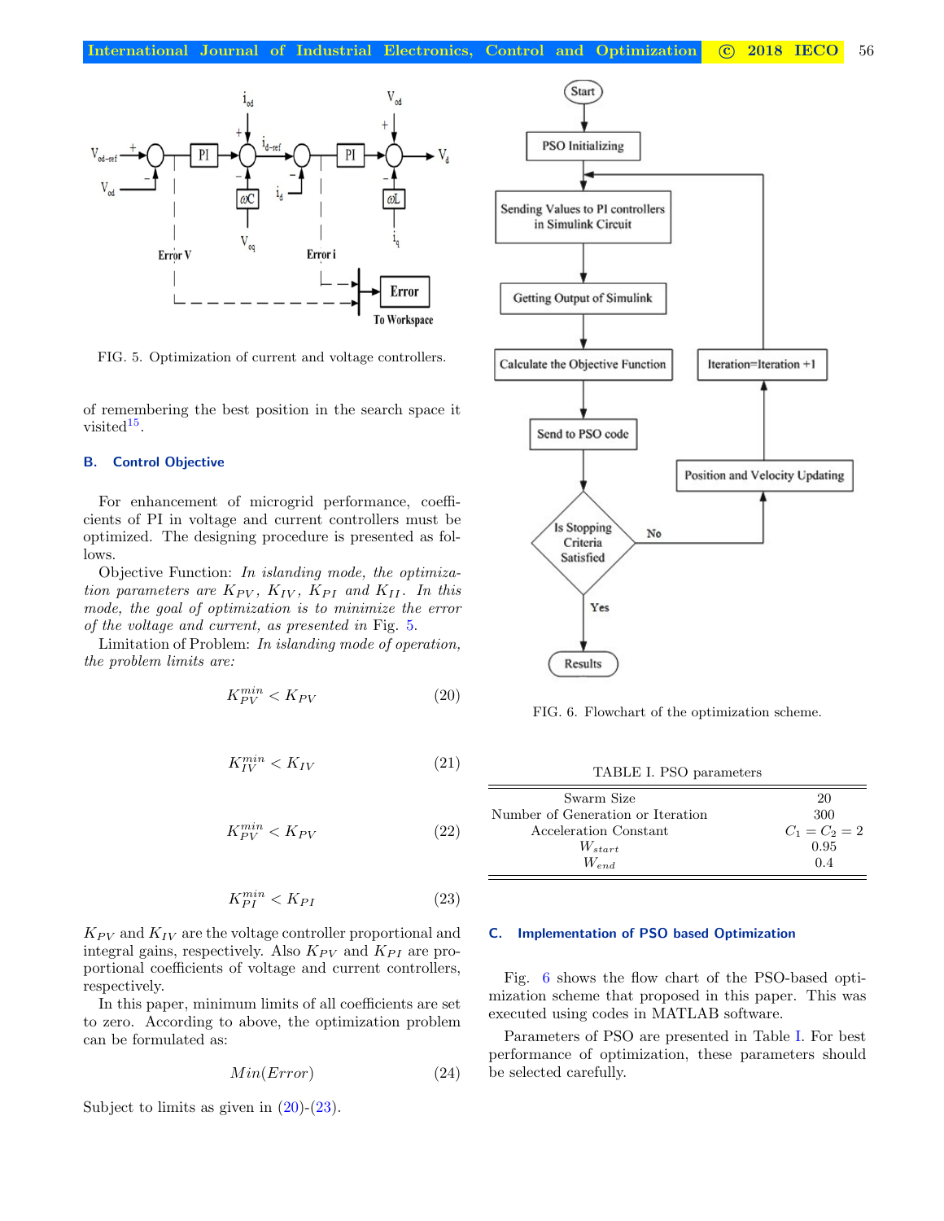FIG. 5. Optimization of current and voltage controllers.

of remembering the best position in the search space it visited[15].

### B. Control Objective

For enhancement of microgrid performance, coefficients of PI in voltage and current controllers must be optimized. The designing procedure is presented as follows.

Objective Function: *In islanding mode, the optimization parameters are $K_{PV}$, $K_{IV}$, $K_{PI}$ and $K_{II}$. In this mode, the goal of optimization is to minimize the error of the voltage and current, as presented in* Fig. 5.

Limitation of Problem: *In islanding mode of operation, the problem limits are:*

$$K_{PV}^{min} < K_{PV} \tag{20}$$

$$K_{IV}^{min} < K_{IV} \tag{21}$$

$$K_{PV}^{min} < K_{PV} \tag{22}$$

$$K_{PI}^{min} < K_{PI} \tag{23}$$

$K_{PV}$ and $K_{IV}$ are the voltage controller proportional and integral gains, respectively. Also $K_{PV}$ and $K_{PI}$ are proportional coefficients of voltage and current controllers, respectively.

In this paper, minimum limits of all coefficients are set to zero. According to above, the optimization problem can be formulated as:

$$Min(Error) \tag{24}$$

Subject to limits as given in (20)-(23).

FIG. 6. Flowchart of the optimization scheme.

TABLE I. PSO parameters

| | |
|---|---|
| Swarm Size | 20 |
| Number of Generation or Iteration | 300 |
| Acceleration Constant | $C_1 = C_2 = 2$ |
| $W_{start}$ | 0.95 |
| $W_{end}$ | 0.4 |

### C. Implementation of PSO based Optimization

Fig. 6 shows the flow chart of the PSO-based optimization scheme that proposed in this paper. This was executed using codes in MATLAB software.

Parameters of PSO are presented in Table I. For best performance of optimization, these parameters should be selected carefully.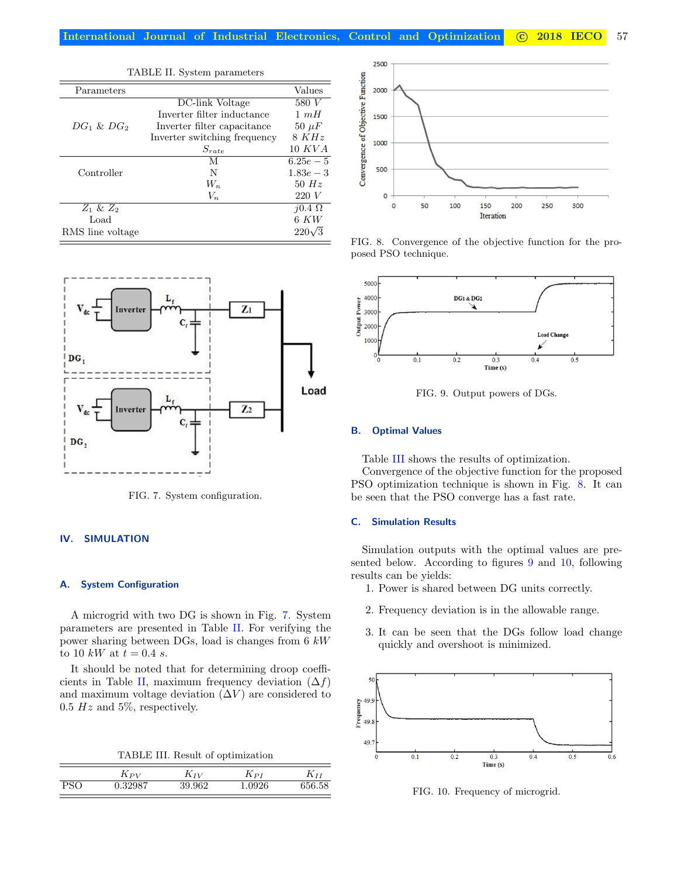TABLE II. System parameters

| Parameters | | Values |
|---|---|---|
| $DG_1$ & $DG_2$ | DC-link Voltage | 580 $V$ |
| | Inverter filter inductance | 1 $mH$ |
| | Inverter filter capacitance | 50 $\mu F$ |
| | Inverter switching frequency | 8 $KHz$ |
| | $S_{rate}$ | 10 $KVA$ |
| Controller | M | $6.25e-5$ |
| | N | $1.83e-3$ |
| | $W_n$ | 50 $Hz$ |
| | $V_n$ | 220 $V$ |
| $Z_1$ & $Z_2$ | | $j0.4$ $\Omega$ |
| Load | | 6 $KW$ |
| RMS line voltage | | $220\sqrt{3}$ |

FIG. 7. System configuration.

## IV. SIMULATION

### A. System Configuration

A microgrid with two DG is shown in Fig. 7. System parameters are presented in Table II. For verifying the power sharing between DGs, load is changes from 6 $kW$ to 10 $kW$ at $t = 0.4$ $s$.

It should be noted that for determining droop coefficients in Table II, maximum frequency deviation ($\Delta f$) and maximum voltage deviation ($\Delta V$) are considered to 0.5 $Hz$ and 5%, respectively.

TABLE III. Result of optimization

| | $K_{PV}$ | $K_{IV}$ | $K_{PI}$ | $K_{II}$ |
|---|---|---|---|---|
| PSO | 0.32987 | 39.962 | 1.0926 | 656.58 |

FIG. 8. Convergence of the objective function for the proposed PSO technique.

FIG. 9. Output powers of DGs.

### B. Optimal Values

Table III shows the results of optimization.

Convergence of the objective function for the proposed PSO optimization technique is shown in Fig. 8. It can be seen that the PSO converge has a fast rate.

### C. Simulation Results

Simulation outputs with the optimal values are presented below. According to figures 9 and 10, following results can be yields:

1. Power is shared between DG units correctly.
2. Frequency deviation is in the allowable range.
3. It can be seen that the DGs follow load change quickly and overshoot is minimized.

FIG. 10. Frequency of microgrid.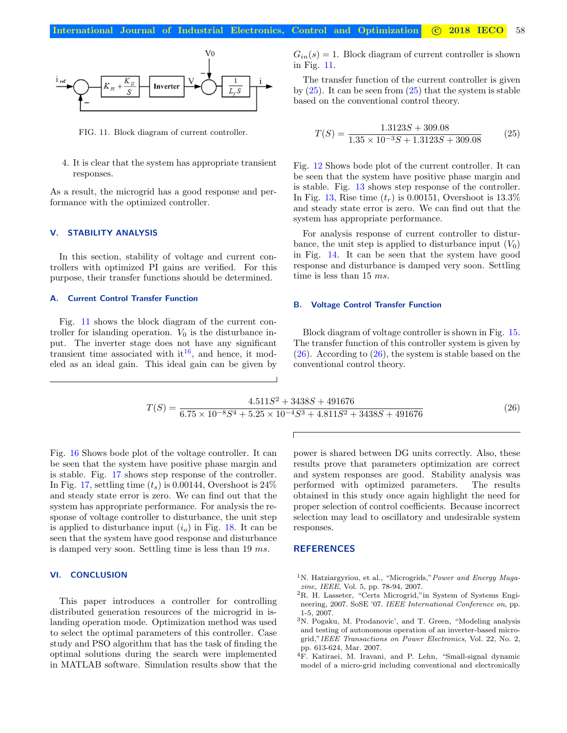FIG. 11. Block diagram of current controller.

4. It is clear that the system has appropriate transient responses.

As a result, the microgrid has a good response and performance with the optimized controller.

## V. STABILITY ANALYSIS

In this section, stability of voltage and current controllers with optimized PI gains are verified. For this purpose, their transfer functions should be determined.

### A. Current Control Transfer Function

Fig. 11 shows the block diagram of the current controller for islanding operation. $V_0$ is the disturbance input. The inverter stage does not have any significant transient time associated with it[16], and hence, it modeled as an ideal gain. This ideal gain can be given by $G_{in}(s) = 1$. Block diagram of current controller is shown in Fig. 11.

The transfer function of the current controller is given by (25). It can be seen from (25) that the system is stable based on the conventional control theory.

$$T(S) = \frac{1.3123S + 309.08}{1.35 \times 10^{-3}S + 1.3123S + 309.08} \tag{25}$$

Fig. 12 Shows bode plot of the current controller. It can be seen that the system have positive phase margin and is stable. Fig. 13 shows step response of the controller. In Fig. 13, Rise time ($t_r$) is 0.00151, Overshoot is 13.3% and steady state error is zero. We can find out that the system has appropriate performance.

For analysis response of current controller to disturbance, the unit step is applied to disturbance input ($V_0$) in Fig. 14. It can be seen that the system have good response and disturbance is damped very soon. Settling time is less than 15 *ms*.

### B. Voltage Control Transfer Function

Block diagram of voltage controller is shown in Fig. 15. The transfer function of this controller system is given by (26). According to (26), the system is stable based on the conventional control theory.

$$T(S) = \frac{4.511S^2 + 3438S + 491676}{6.75 \times 10^{-8}S^4 + 5.25 \times 10^{-4}S^3 + 4.811S^2 + 3438S + 491676} \tag{26}$$

Fig. 16 Shows bode plot of the voltage controller. It can be seen that the system have positive phase margin and is stable. Fig. 17 shows step response of the controller. In Fig. 17, settling time ($t_s$) is 0.00144, Overshoot is 24% and steady state error is zero. We can find out that the system has appropriate performance. For analysis the response of voltage controller to disturbance, the unit step is applied to disturbance input ($i_o$) in Fig. 18. It can be seen that the system have good response and disturbance is damped very soon. Settling time is less than 19 *ms*.

## VI. CONCLUSION

This paper introduces a controller for controlling distributed generation resources of the microgrid in islanding operation mode. Optimization method was used to select the optimal parameters of this controller. Case study and PSO algorithm that has the task of finding the optimal solutions during the search were implemented in MATLAB software. Simulation results show that the power is shared between DG units correctly. Also, these results prove that parameters optimization are correct and system responses are good. Stability analysis was performed with optimized parameters. The results obtained in this study once again highlight the need for proper selection of control coefficients. Because incorrect selection may lead to oscillatory and undesirable system responses.

## REFERENCES

[1] N. Hatziargyriou, et al., "Microgrids," *Power and Energy Magazine, IEEE*, Vol. 5, pp. 78-94, 2007.

[2] R. H. Lasseter, "Certs Microgrid," in System of Systems Engineering, 2007. SoSE '07. *IEEE International Conference on*, pp. 1-5, 2007.

[3] N. Pogaku, M. Prodanovic', and T. Green, "Modeling analysis and testing of autonomous operation of an inverter-based microgrid," *IEEE Transactions on Power Electronics*, Vol. 22, No. 2, pp. 613-624, Mar. 2007.

[4] F. Katiraei, M. Iravani, and P. Lehn, "Small-signal dynamic model of a micro-grid including conventional and electronically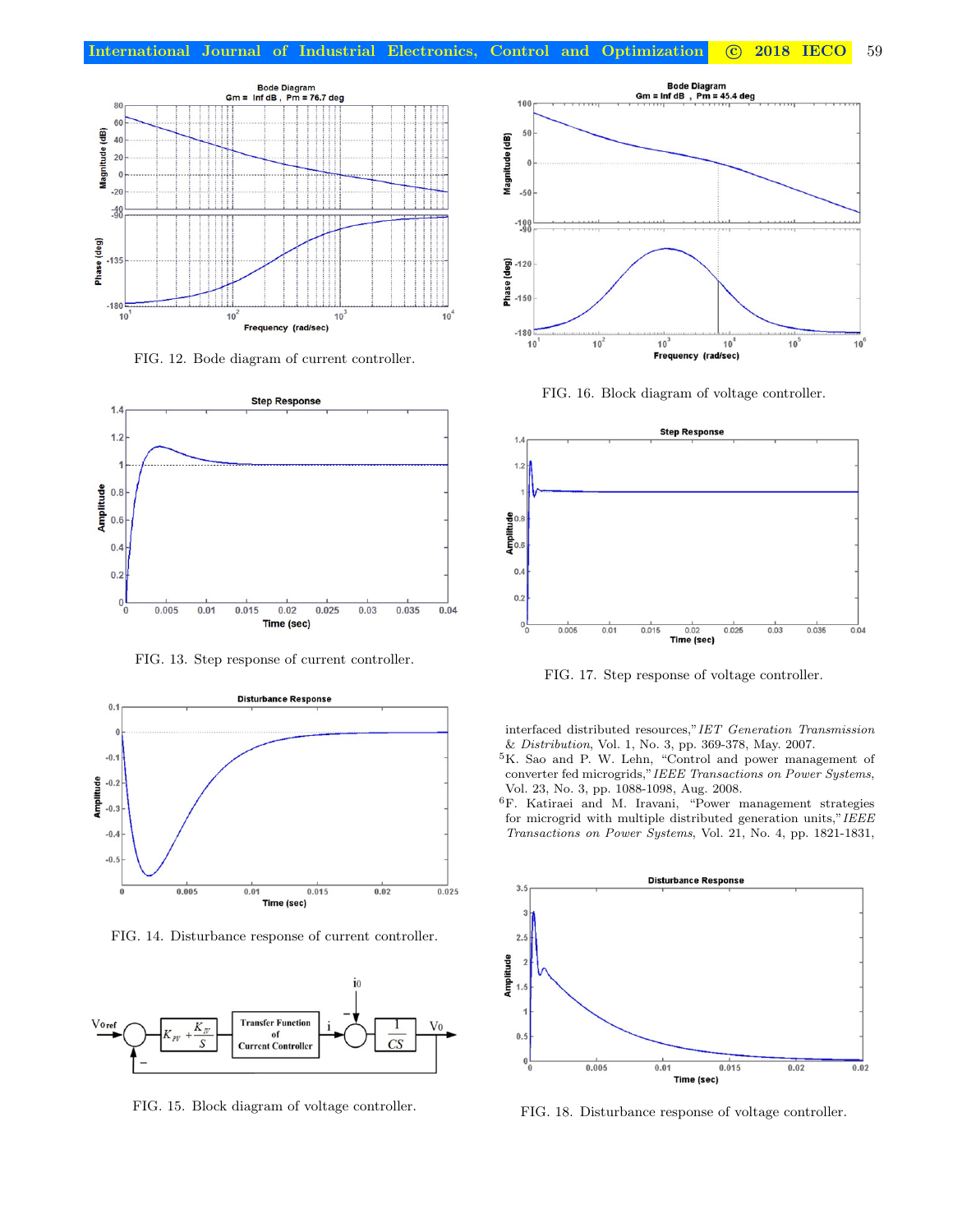FIG. 12. Bode diagram of current controller.

FIG. 13. Step response of current controller.

FIG. 14. Disturbance response of current controller.

FIG. 15. Block diagram of voltage controller.

FIG. 16. Block diagram of voltage controller.

FIG. 17. Step response of voltage controller.

interfaced distributed resources," *IET Generation Transmission & Distribution*, Vol. 1, No. 3, pp. 369-378, May. 2007.

[5] K. Sao and P. W. Lehn, "Control and power management of converter fed microgrids," *IEEE Transactions on Power Systems*, Vol. 23, No. 3, pp. 1088-1098, Aug. 2008.

[6] F. Katiraei and M. Iravani, "Power management strategies for microgrid with multiple distributed generation units," *IEEE Transactions on Power Systems*, Vol. 21, No. 4, pp. 1821-1831,

FIG. 18. Disturbance response of voltage controller.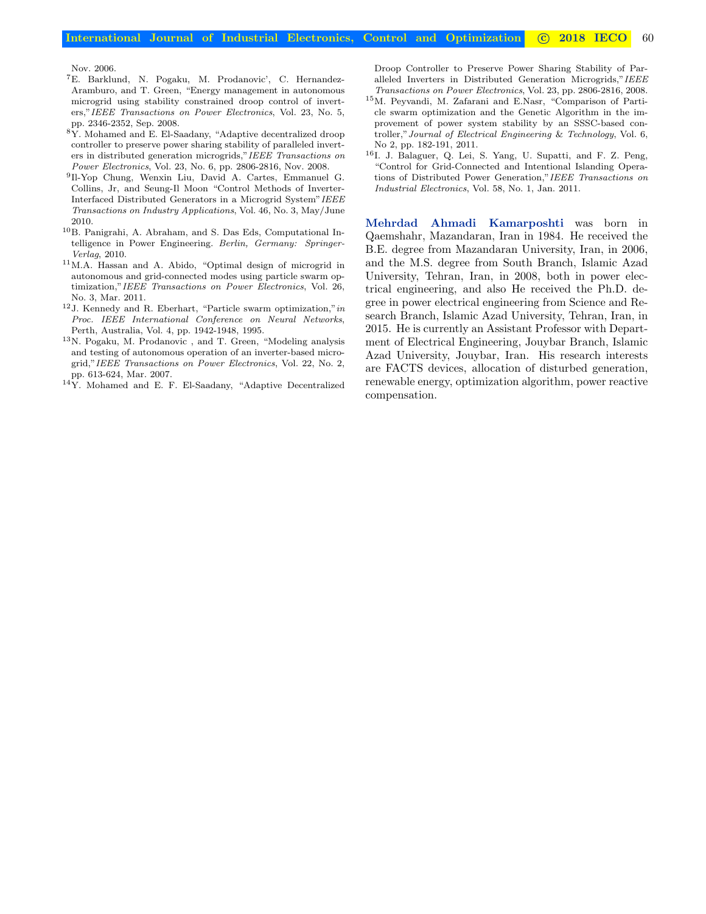Nov. 2006.

[7] E. Barklund, N. Pogaku, M. Prodanovic', C. Hernandez-Aramburo, and T. Green, "Energy management in autonomous microgrid using stability constrained droop control of inverters," *IEEE Transactions on Power Electronics*, Vol. 23, No. 5, pp. 2346-2352, Sep. 2008.

[8] Y. Mohamed and E. El-Saadany, "Adaptive decentralized droop controller to preserve power sharing stability of paralleled inverters in distributed generation microgrids," *IEEE Transactions on Power Electronics*, Vol. 23, No. 6, pp. 2806-2816, Nov. 2008.

[9] Il-Yop Chung, Wenxin Liu, David A. Cartes, Emmanuel G. Collins, Jr, and Seung-Il Moon "Control Methods of Inverter-Interfaced Distributed Generators in a Microgrid System" *IEEE Transactions on Industry Applications*, Vol. 46, No. 3, May/June 2010.

[10] B. Panigrahi, A. Abraham, and S. Das Eds, Computational Intelligence in Power Engineering. *Berlin, Germany: Springer-Verlag*, 2010.

[11] M.A. Hassan and A. Abido, "Optimal design of microgrid in autonomous and grid-connected modes using particle swarm optimization," *IEEE Transactions on Power Electronics*, Vol. 26, No. 3, Mar. 2011.

[12] J. Kennedy and R. Eberhart, "Particle swarm optimization," *in Proc. IEEE International Conference on Neural Networks*, Perth, Australia, Vol. 4, pp. 1942-1948, 1995.

[13] N. Pogaku, M. Prodanovic , and T. Green, "Modeling analysis and testing of autonomous operation of an inverter-based microgrid," *IEEE Transactions on Power Electronics*, Vol. 22, No. 2, pp. 613-624, Mar. 2007.

[14] Y. Mohamed and E. F. El-Saadany, "Adaptive Decentralized Droop Controller to Preserve Power Sharing Stability of Paralleled Inverters in Distributed Generation Microgrids," *IEEE Transactions on Power Electronics*, Vol. 23, pp. 2806-2816, 2008.

[15] M. Peyvandi, M. Zafarani and E.Nasr, "Comparison of Particle swarm optimization and the Genetic Algorithm in the improvement of power system stability by an SSSC-based controller," *Journal of Electrical Engineering & Technology*, Vol. 6, No 2, pp. 182-191, 2011.

[16] I. J. Balaguer, Q. Lei, S. Yang, U. Supatti, and F. Z. Peng, "Control for Grid-Connected and Intentional Islanding Operations of Distributed Power Generation," *IEEE Transactions on Industrial Electronics*, Vol. 58, No. 1, Jan. 2011.

**Mehrdad Ahmadi Kamarposhti** was born in Qaemshahr, Mazandaran, Iran in 1984. He received the B.E. degree from Mazandaran University, Iran, in 2006, and the M.S. degree from South Branch, Islamic Azad University, Tehran, Iran, in 2008, both in power electrical engineering, and also He received the Ph.D. degree in power electrical engineering from Science and Research Branch, Islamic Azad University, Tehran, Iran, in 2015. He is currently an Assistant Professor with Department of Electrical Engineering, Jouybar Branch, Islamic Azad University, Jouybar, Iran. His research interests are FACTS devices, allocation of disturbed generation, renewable energy, optimization algorithm, power reactive compensation.